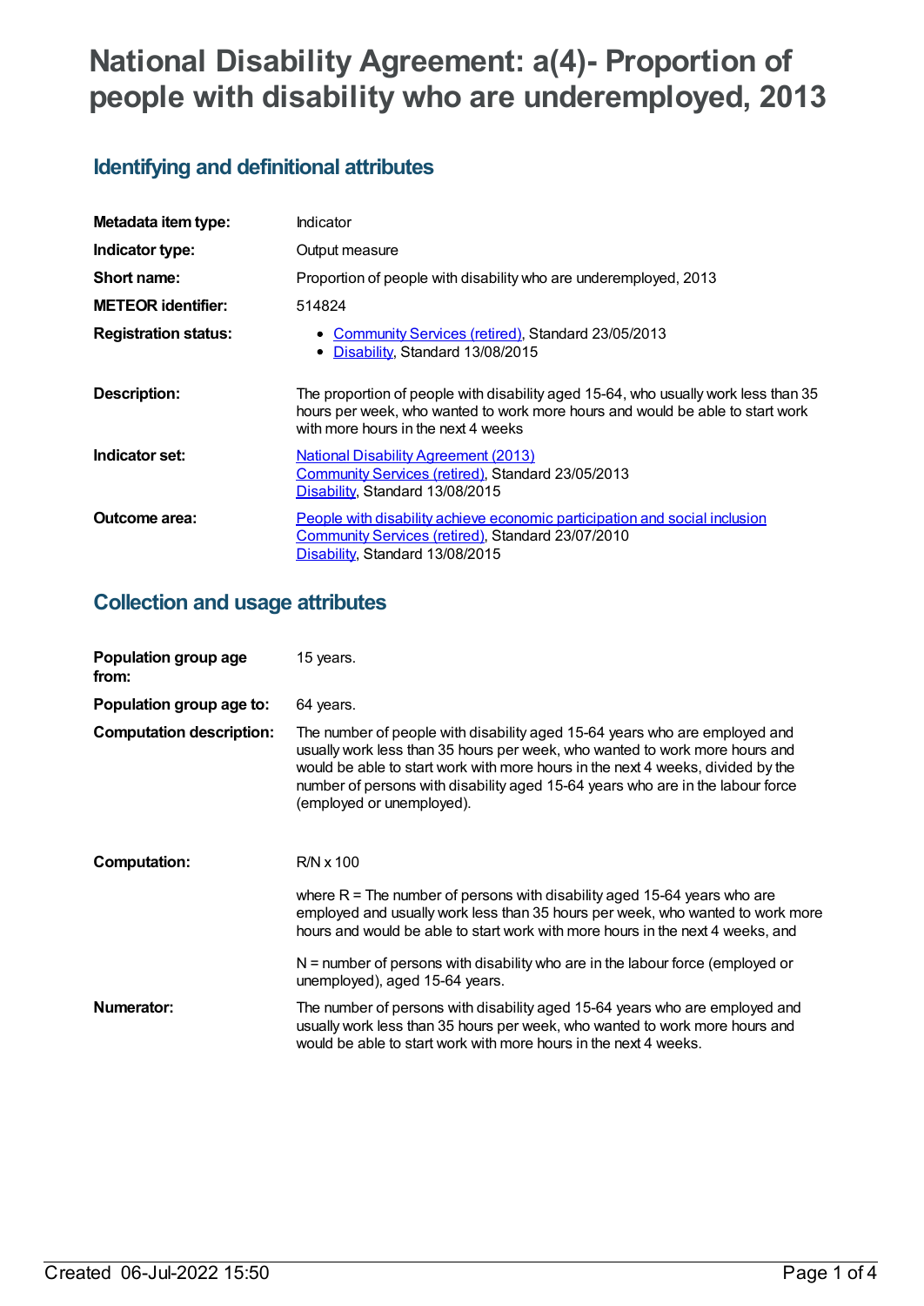# National Disability Agreement: a(4)- Proportion of people with disability who are underemployed, 2013

## Identifying and definitional attributes

| | |
|---|---|
| **Metadata item type:** | Indicator |
| **Indicator type:** | Output measure |
| **Short name:** | Proportion of people with disability who are underemployed, 2013 |
| **METEOR identifier:** | 514824 |
| **Registration status:** | • Community Services (retired), Standard 23/05/2013<br>• Disability, Standard 13/08/2015 |
| **Description:** | The proportion of people with disability aged 15-64, who usually work less than 35 hours per week, who wanted to work more hours and would be able to start work with more hours in the next 4 weeks |
| **Indicator set:** | National Disability Agreement (2013)<br>Community Services (retired), Standard 23/05/2013<br>Disability, Standard 13/08/2015 |
| **Outcome area:** | People with disability achieve economic participation and social inclusion<br>Community Services (retired), Standard 23/07/2010<br>Disability, Standard 13/08/2015 |

## Collection and usage attributes

| | |
|---|---|
| **Population group age from:** | 15 years. |
| **Population group age to:** | 64 years. |
| **Computation description:** | The number of people with disability aged 15-64 years who are employed and usually work less than 35 hours per week, who wanted to work more hours and would be able to start work with more hours in the next 4 weeks, divided by the number of persons with disability aged 15-64 years who are in the labour force (employed or unemployed). |
| **Computation:** | R/N x 100<br><br>where R = The number of persons with disability aged 15-64 years who are employed and usually work less than 35 hours per week, who wanted to work more hours and would be able to start work with more hours in the next 4 weeks, and<br><br>N = number of persons with disability who are in the labour force (employed or unemployed), aged 15-64 years. |
| **Numerator:** | The number of persons with disability aged 15-64 years who are employed and usually work less than 35 hours per week, who wanted to work more hours and would be able to start work with more hours in the next 4 weeks. |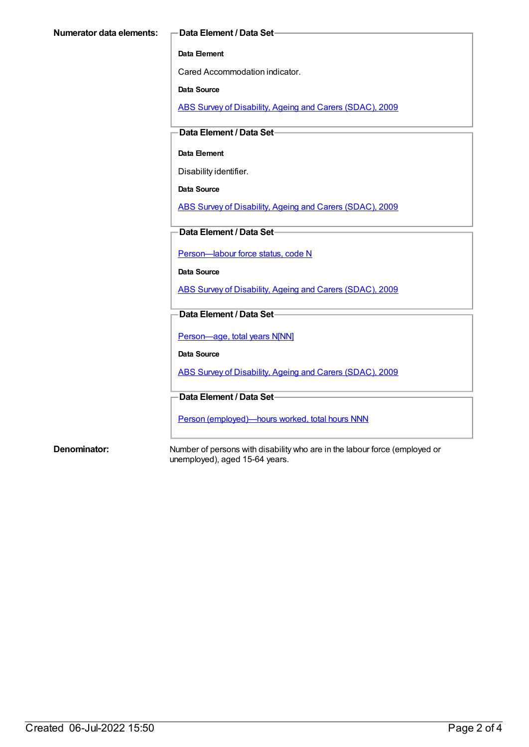**Numerator data elements:**

**Data Element / Data Set**

**Data Element**

Cared Accommodation indicator.

**Data Source**

ABS Survey of Disability, Ageing and Carers (SDAC), 2009

**Data Element / Data Set**

**Data Element**

Disability identifier.

**Data Source**

ABS Survey of Disability, Ageing and Carers (SDAC), 2009

**Data Element / Data Set**

Person—labour force status, code N

**Data Source**

ABS Survey of Disability, Ageing and Carers (SDAC), 2009

**Data Element / Data Set**

Person—age, total years N[NN]

**Data Source**

ABS Survey of Disability, Ageing and Carers (SDAC), 2009

**Data Element / Data Set**

Person (employed)—hours worked, total hours NNN

**Denominator:**

Number of persons with disability who are in the labour force (employed or unemployed), aged 15-64 years.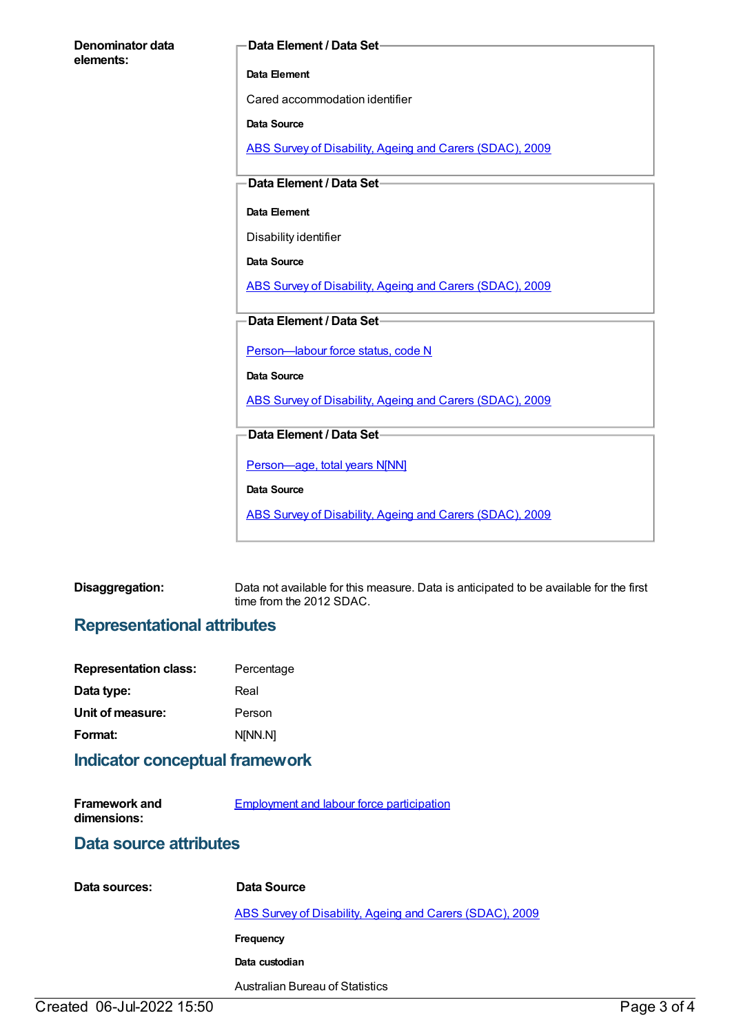**Denominator data elements:**

**Data Element / Data Set**

**Data Element**

Cared accommodation identifier

**Data Source**

ABS Survey of Disability, Ageing and Carers (SDAC), 2009

**Data Element / Data Set**

**Data Element**

Disability identifier

**Data Source**

ABS Survey of Disability, Ageing and Carers (SDAC), 2009

**Data Element / Data Set**

Person—labour force status, code N

**Data Source**

ABS Survey of Disability, Ageing and Carers (SDAC), 2009

**Data Element / Data Set**

Person—age, total years N[NN]

**Data Source**

ABS Survey of Disability, Ageing and Carers (SDAC), 2009

**Disaggregation:** Data not available for this measure. Data is anticipated to be available for the first time from the 2012 SDAC.

## Representational attributes

| | |
|---|---|
| **Representation class:** | Percentage |
| **Data type:** | Real |
| **Unit of measure:** | Person |
| **Format:** | N[NN.N] |

## Indicator conceptual framework

**Framework and dimensions:** Employment and labour force participation

## Data source attributes

**Data sources:**

**Data Source**

ABS Survey of Disability, Ageing and Carers (SDAC), 2009

**Frequency**

**Data custodian**

Australian Bureau of Statistics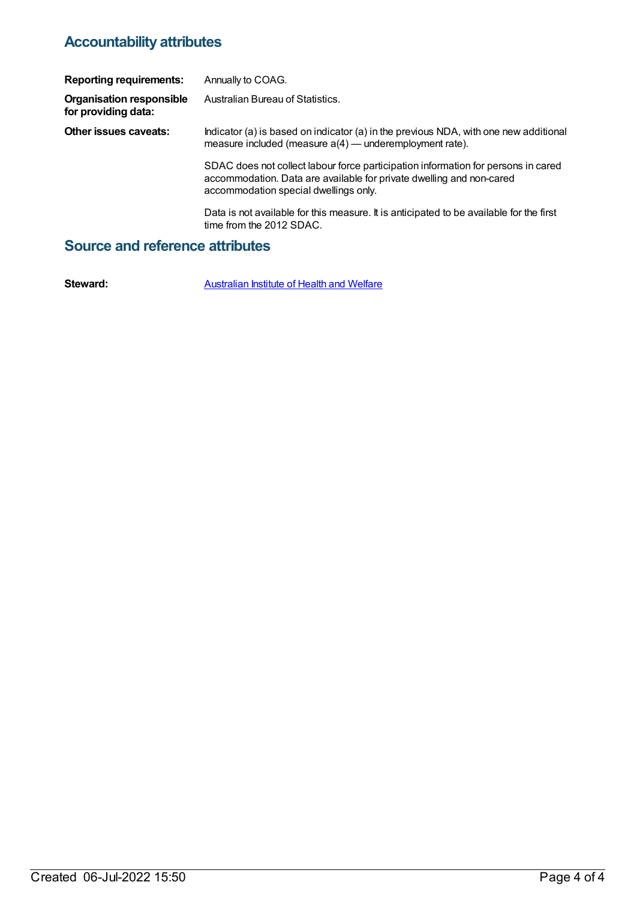## Accountability attributes

**Reporting requirements:** Annually to COAG.

**Organisation responsible for providing data:** Australian Bureau of Statistics.

**Other issues caveats:** Indicator (a) is based on indicator (a) in the previous NDA, with one new additional measure included (measure a(4) — underemployment rate).

SDAC does not collect labour force participation information for persons in cared accommodation. Data are available for private dwelling and non-cared accommodation special dwellings only.

Data is not available for this measure. It is anticipated to be available for the first time from the 2012 SDAC.

## Source and reference attributes

**Steward:** Australian Institute of Health and Welfare